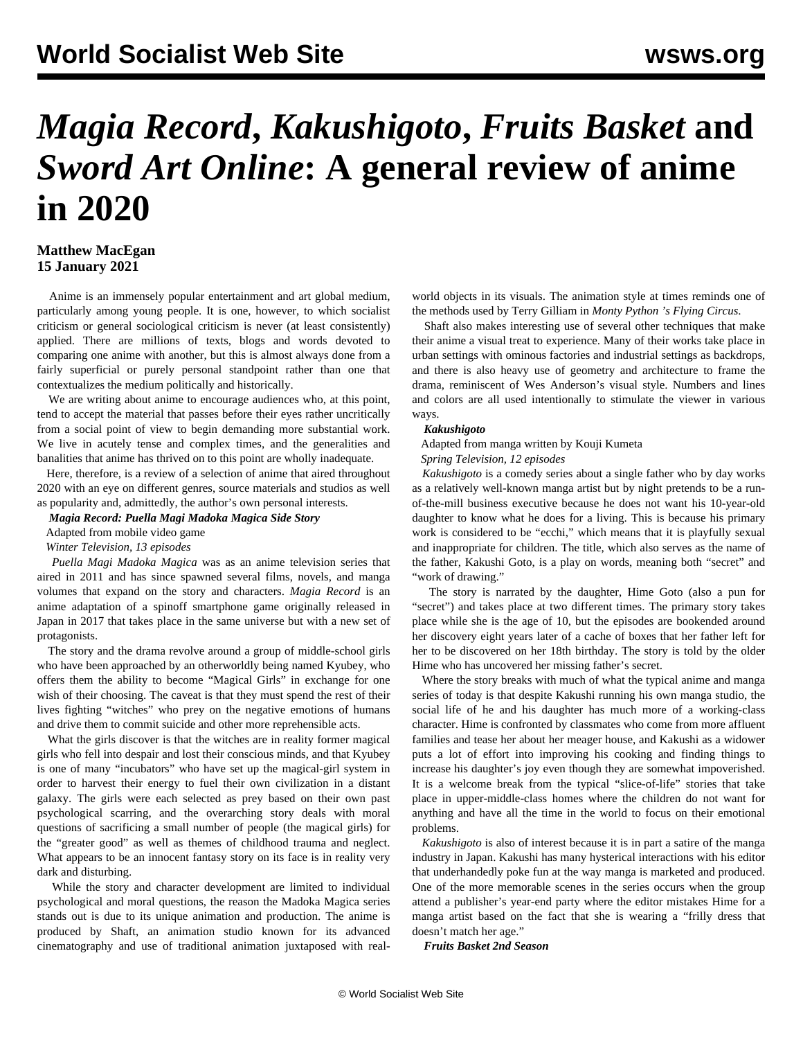# *Magia Record*, *Kakushigoto*, *Fruits Basket* and *Sword Art Online*: A general review of anime in 2020

**Matthew MacEgan**
**15 January 2021**

Anime is an immensely popular entertainment and art global medium, particularly among young people. It is one, however, to which socialist criticism or general sociological criticism is never (at least consistently) applied. There are millions of texts, blogs and words devoted to comparing one anime with another, but this is almost always done from a fairly superficial or purely personal standpoint rather than one that contextualizes the medium politically and historically.

We are writing about anime to encourage audiences who, at this point, tend to accept the material that passes before their eyes rather uncritically from a social point of view to begin demanding more substantial work. We live in acutely tense and complex times, and the generalities and banalities that anime has thrived on to this point are wholly inadequate.

Here, therefore, is a review of a selection of anime that aired throughout 2020 with an eye on different genres, source materials and studios as well as popularity and, admittedly, the author's own personal interests.

***Magia Record: Puella Magi Madoka Magica Side Story***

Adapted from mobile video game

*Winter Television, 13 episodes*

*Puella Magi Madoka Magica* was as an anime television series that aired in 2011 and has since spawned several films, novels, and manga volumes that expand on the story and characters. *Magia Record* is an anime adaptation of a spinoff smartphone game originally released in Japan in 2017 that takes place in the same universe but with a new set of protagonists.

The story and the drama revolve around a group of middle-school girls who have been approached by an otherworldly being named Kyubey, who offers them the ability to become "Magical Girls" in exchange for one wish of their choosing. The caveat is that they must spend the rest of their lives fighting "witches" who prey on the negative emotions of humans and drive them to commit suicide and other more reprehensible acts.

What the girls discover is that the witches are in reality former magical girls who fell into despair and lost their conscious minds, and that Kyubey is one of many "incubators" who have set up the magical-girl system in order to harvest their energy to fuel their own civilization in a distant galaxy. The girls were each selected as prey based on their own past psychological scarring, and the overarching story deals with moral questions of sacrificing a small number of people (the magical girls) for the "greater good" as well as themes of childhood trauma and neglect. What appears to be an innocent fantasy story on its face is in reality very dark and disturbing.

While the story and character development are limited to individual psychological and moral questions, the reason the Madoka Magica series stands out is due to its unique animation and production. The anime is produced by Shaft, an animation studio known for its advanced cinematography and use of traditional animation juxtaposed with real-world objects in its visuals. The animation style at times reminds one of the methods used by Terry Gilliam in *Monty Python's Flying Circus*.

Shaft also makes interesting use of several other techniques that make their anime a visual treat to experience. Many of their works take place in urban settings with ominous factories and industrial settings as backdrops, and there is also heavy use of geometry and architecture to frame the drama, reminiscent of Wes Anderson's visual style. Numbers and lines and colors are all used intentionally to stimulate the viewer in various ways.

***Kakushigoto***

Adapted from manga written by Kouji Kumeta

*Spring Television, 12 episodes*

*Kakushigoto* is a comedy series about a single father who by day works as a relatively well-known manga artist but by night pretends to be a run-of-the-mill business executive because he does not want his 10-year-old daughter to know what he does for a living. This is because his primary work is considered to be "ecchi," which means that it is playfully sexual and inappropriate for children. The title, which also serves as the name of the father, Kakushi Goto, is a play on words, meaning both "secret" and "work of drawing."

The story is narrated by the daughter, Hime Goto (also a pun for "secret") and takes place at two different times. The primary story takes place while she is the age of 10, but the episodes are bookended around her discovery eight years later of a cache of boxes that her father left for her to be discovered on her 18th birthday. The story is told by the older Hime who has uncovered her missing father's secret.

Where the story breaks with much of what the typical anime and manga series of today is that despite Kakushi running his own manga studio, the social life of he and his daughter has much more of a working-class character. Hime is confronted by classmates who come from more affluent families and tease her about her meager house, and Kakushi as a widower puts a lot of effort into improving his cooking and finding things to increase his daughter's joy even though they are somewhat impoverished. It is a welcome break from the typical "slice-of-life" stories that take place in upper-middle-class homes where the children do not want for anything and have all the time in the world to focus on their emotional problems.

*Kakushigoto* is also of interest because it is in part a satire of the manga industry in Japan. Kakushi has many hysterical interactions with his editor that underhandedly poke fun at the way manga is marketed and produced. One of the more memorable scenes in the series occurs when the group attend a publisher's year-end party where the editor mistakes Hime for a manga artist based on the fact that she is wearing a "frilly dress that doesn't match her age."

***Fruits Basket 2nd Season***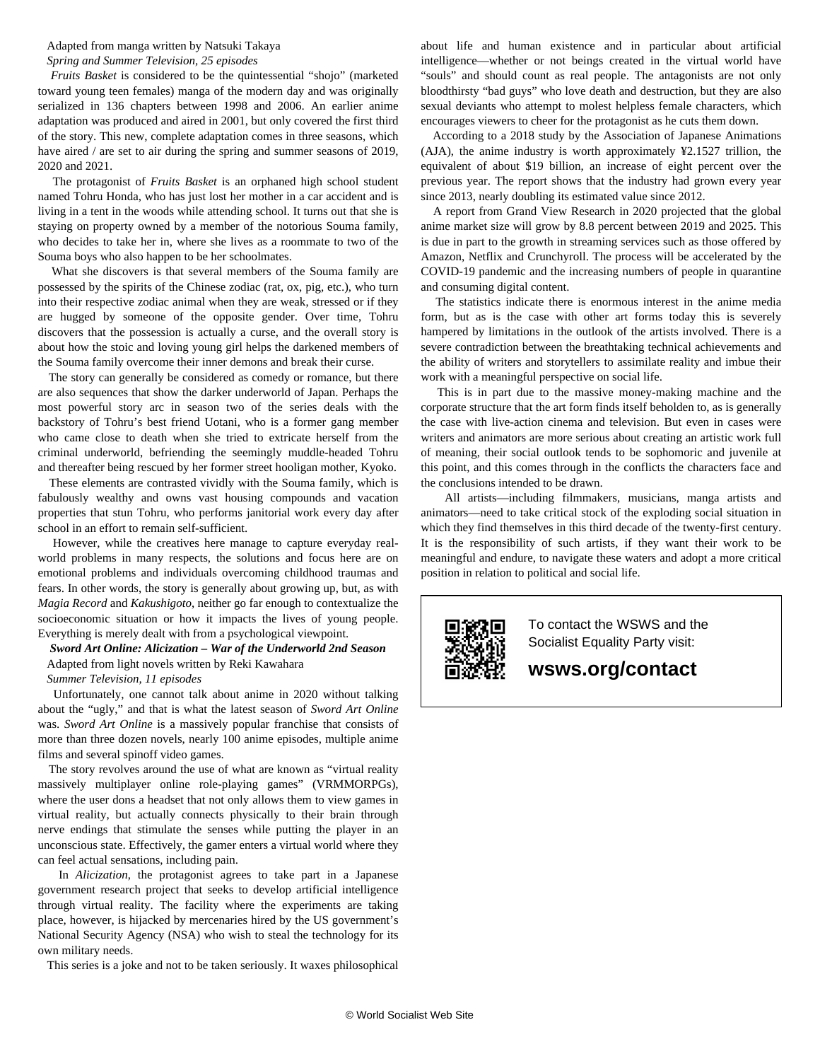Adapted from manga written by Natsuki Takaya

*Spring and Summer Television, 25 episodes*

*Fruits Basket* is considered to be the quintessential "shojo" (marketed toward young teen females) manga of the modern day and was originally serialized in 136 chapters between 1998 and 2006. An earlier anime adaptation was produced and aired in 2001, but only covered the first third of the story. This new, complete adaptation comes in three seasons, which have aired / are set to air during the spring and summer seasons of 2019, 2020 and 2021.

The protagonist of *Fruits Basket* is an orphaned high school student named Tohru Honda, who has just lost her mother in a car accident and is living in a tent in the woods while attending school. It turns out that she is staying on property owned by a member of the notorious Souma family, who decides to take her in, where she lives as a roommate to two of the Souma boys who also happen to be her schoolmates.

What she discovers is that several members of the Souma family are possessed by the spirits of the Chinese zodiac (rat, ox, pig, etc.), who turn into their respective zodiac animal when they are weak, stressed or if they are hugged by someone of the opposite gender. Over time, Tohru discovers that the possession is actually a curse, and the overall story is about how the stoic and loving young girl helps the darkened members of the Souma family overcome their inner demons and break their curse.

The story can generally be considered as comedy or romance, but there are also sequences that show the darker underworld of Japan. Perhaps the most powerful story arc in season two of the series deals with the backstory of Tohru's best friend Uotani, who is a former gang member who came close to death when she tried to extricate herself from the criminal underworld, befriending the seemingly muddle-headed Tohru and thereafter being rescued by her former street hooligan mother, Kyoko.

These elements are contrasted vividly with the Souma family, which is fabulously wealthy and owns vast housing compounds and vacation properties that stun Tohru, who performs janitorial work every day after school in an effort to remain self-sufficient.

However, while the creatives here manage to capture everyday real-world problems in many respects, the solutions and focus here are on emotional problems and individuals overcoming childhood traumas and fears. In other words, the story is generally about growing up, but, as with *Magia Record* and *Kakushigoto*, neither go far enough to contextualize the socioeconomic situation or how it impacts the lives of young people. Everything is merely dealt with from a psychological viewpoint.

***Sword Art Online: Alicization – War of the Underworld 2nd Season***

Adapted from light novels written by Reki Kawahara

*Summer Television, 11 episodes*

Unfortunately, one cannot talk about anime in 2020 without talking about the "ugly," and that is what the latest season of *Sword Art Online* was. *Sword Art Online* is a massively popular franchise that consists of more than three dozen novels, nearly 100 anime episodes, multiple anime films and several spinoff video games.

The story revolves around the use of what are known as "virtual reality massively multiplayer online role-playing games" (VRMMORPGs), where the user dons a headset that not only allows them to view games in virtual reality, but actually connects physically to their brain through nerve endings that stimulate the senses while putting the player in an unconscious state. Effectively, the gamer enters a virtual world where they can feel actual sensations, including pain.

In *Alicization*, the protagonist agrees to take part in a Japanese government research project that seeks to develop artificial intelligence through virtual reality. The facility where the experiments are taking place, however, is hijacked by mercenaries hired by the US government's National Security Agency (NSA) who wish to steal the technology for its own military needs.

This series is a joke and not to be taken seriously. It waxes philosophical about life and human existence and in particular about artificial intelligence—whether or not beings created in the virtual world have "souls" and should count as real people. The antagonists are not only bloodthirsty "bad guys" who love death and destruction, but they are also sexual deviants who attempt to molest helpless female characters, which encourages viewers to cheer for the protagonist as he cuts them down.

According to a 2018 study by the Association of Japanese Animations (AJA), the anime industry is worth approximately ¥2.1527 trillion, the equivalent of about $19 billion, an increase of eight percent over the previous year. The report shows that the industry had grown every year since 2013, nearly doubling its estimated value since 2012.

A report from Grand View Research in 2020 projected that the global anime market size will grow by 8.8 percent between 2019 and 2025. This is due in part to the growth in streaming services such as those offered by Amazon, Netflix and Crunchyroll. The process will be accelerated by the COVID-19 pandemic and the increasing numbers of people in quarantine and consuming digital content.

The statistics indicate there is enormous interest in the anime media form, but as is the case with other art forms today this is severely hampered by limitations in the outlook of the artists involved. There is a severe contradiction between the breathtaking technical achievements and the ability of writers and storytellers to assimilate reality and imbue their work with a meaningful perspective on social life.

This is in part due to the massive money-making machine and the corporate structure that the art form finds itself beholden to, as is generally the case with live-action cinema and television. But even in cases were writers and animators are more serious about creating an artistic work full of meaning, their social outlook tends to be sophomoric and juvenile at this point, and this comes through in the conflicts the characters face and the conclusions intended to be drawn.

All artists—including filmmakers, musicians, manga artists and animators—need to take critical stock of the exploding social situation in which they find themselves in this third decade of the twenty-first century. It is the responsibility of such artists, if they want their work to be meaningful and endure, to navigate these waters and adopt a more critical position in relation to political and social life.

To contact the WSWS and the Socialist Equality Party visit:

**wsws.org/contact**